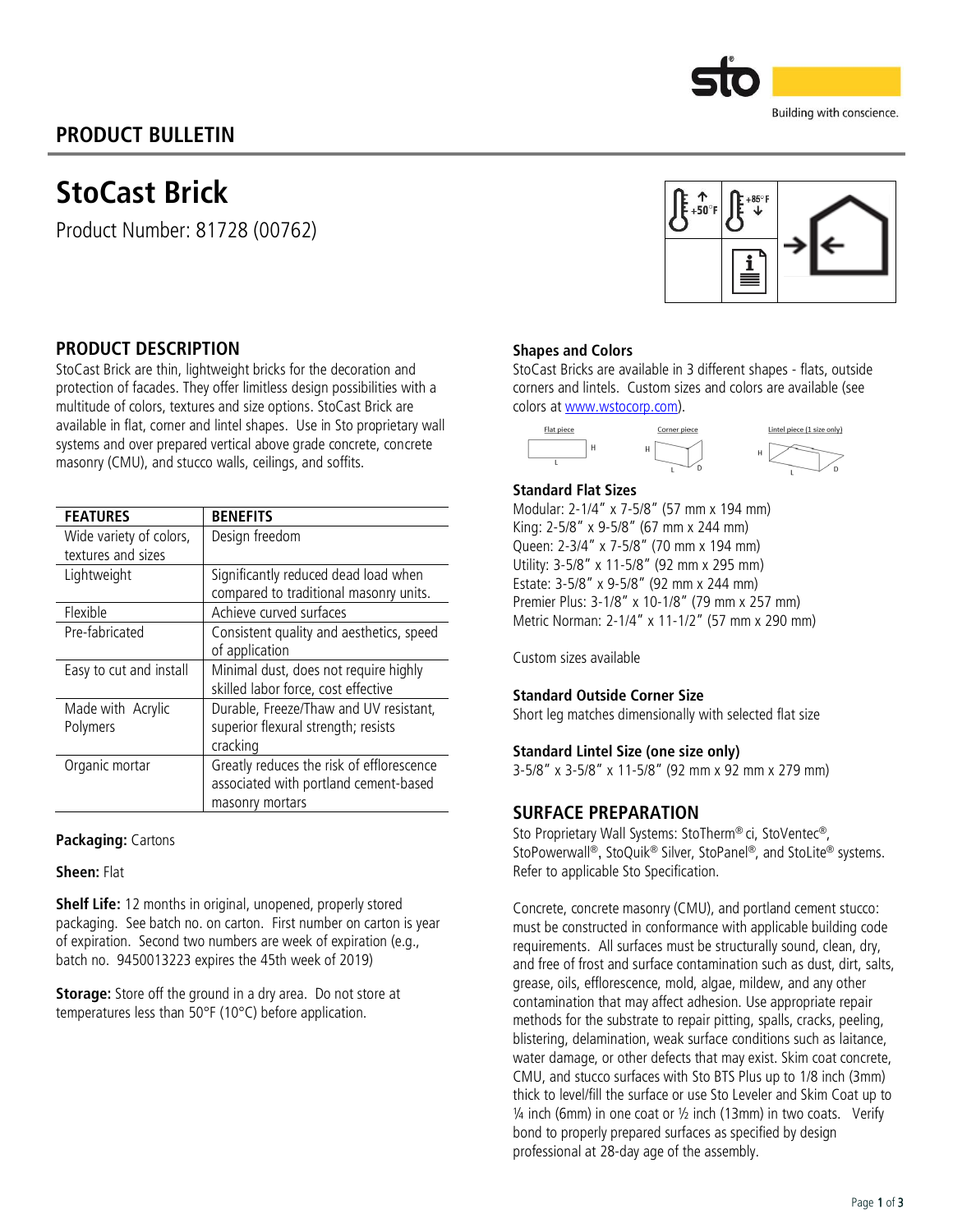# PRODUCT BULLETIN

# StoCast Brick

Product Number: 81728 (00762)

## PRODUCT DESCRIPTION

StoCast Brick are thin, lightweight bricks for the decoration and protection of facades. They offer limitless design possibilities with a multitude of colors, textures and size options. StoCast Brick are available in flat, corner and lintel shapes. Use in Sto proprietary wall systems and over prepared vertical above grade concrete, concrete masonry (CMU), and stucco walls, ceilings, and soffits.

| FEATURES | BENEFITS |
|---|---|
| Wide variety of colors, textures and sizes | Design freedom |
| Lightweight | Significantly reduced dead load when compared to traditional masonry units. |
| Flexible | Achieve curved surfaces |
| Pre-fabricated | Consistent quality and aesthetics, speed of application |
| Easy to cut and install | Minimal dust, does not require highly skilled labor force, cost effective |
| Made with Acrylic Polymers | Durable, Freeze/Thaw and UV resistant, superior flexural strength; resists cracking |
| Organic mortar | Greatly reduces the risk of efflorescence associated with portland cement-based masonry mortars |

**Packaging:** Cartons

**Sheen:** Flat

**Shelf Life:** 12 months in original, unopened, properly stored packaging. See batch no. on carton. First number on carton is year of expiration. Second two numbers are week of expiration (e.g., batch no. 9450013223 expires the 45th week of 2019)

**Storage:** Store off the ground in a dry area. Do not store at temperatures less than 50°F (10°C) before application.

### Shapes and Colors

StoCast Bricks are available in 3 different shapes - flats, outside corners and lintels. Custom sizes and colors are available (see colors at www.wstocorp.com).

Flat piece | Corner piece | Lintel piece (1 size only)

### Standard Flat Sizes

Modular: 2-1/4" x 7-5/8" (57 mm x 194 mm)
King: 2-5/8" x 9-5/8" (67 mm x 244 mm)
Queen: 2-3/4" x 7-5/8" (70 mm x 194 mm)
Utility: 3-5/8" x 11-5/8" (92 mm x 295 mm)
Estate: 3-5/8" x 9-5/8" (92 mm x 244 mm)
Premier Plus: 3-1/8" x 10-1/8" (79 mm x 257 mm)
Metric Norman: 2-1/4" x 11-1/2" (57 mm x 290 mm)

Custom sizes available

### Standard Outside Corner Size

Short leg matches dimensionally with selected flat size

### Standard Lintel Size (one size only)

3-5/8" x 3-5/8" x 11-5/8" (92 mm x 92 mm x 279 mm)

## SURFACE PREPARATION

Sto Proprietary Wall Systems: StoTherm® ci, StoVentec®, StoPowerwall®, StoQuik® Silver, StoPanel®, and StoLite® systems. Refer to applicable Sto Specification.

Concrete, concrete masonry (CMU), and portland cement stucco: must be constructed in conformance with applicable building code requirements. All surfaces must be structurally sound, clean, dry, and free of frost and surface contamination such as dust, dirt, salts, grease, oils, efflorescence, mold, algae, mildew, and any other contamination that may affect adhesion. Use appropriate repair methods for the substrate to repair pitting, spalls, cracks, peeling, blistering, delamination, weak surface conditions such as laitance, water damage, or other defects that may exist. Skim coat concrete, CMU, and stucco surfaces with Sto BTS Plus up to 1/8 inch (3mm) thick to level/fill the surface or use Sto Leveler and Skim Coat up to ¼ inch (6mm) in one coat or ½ inch (13mm) in two coats. Verify bond to properly prepared surfaces as specified by design professional at 28-day age of the assembly.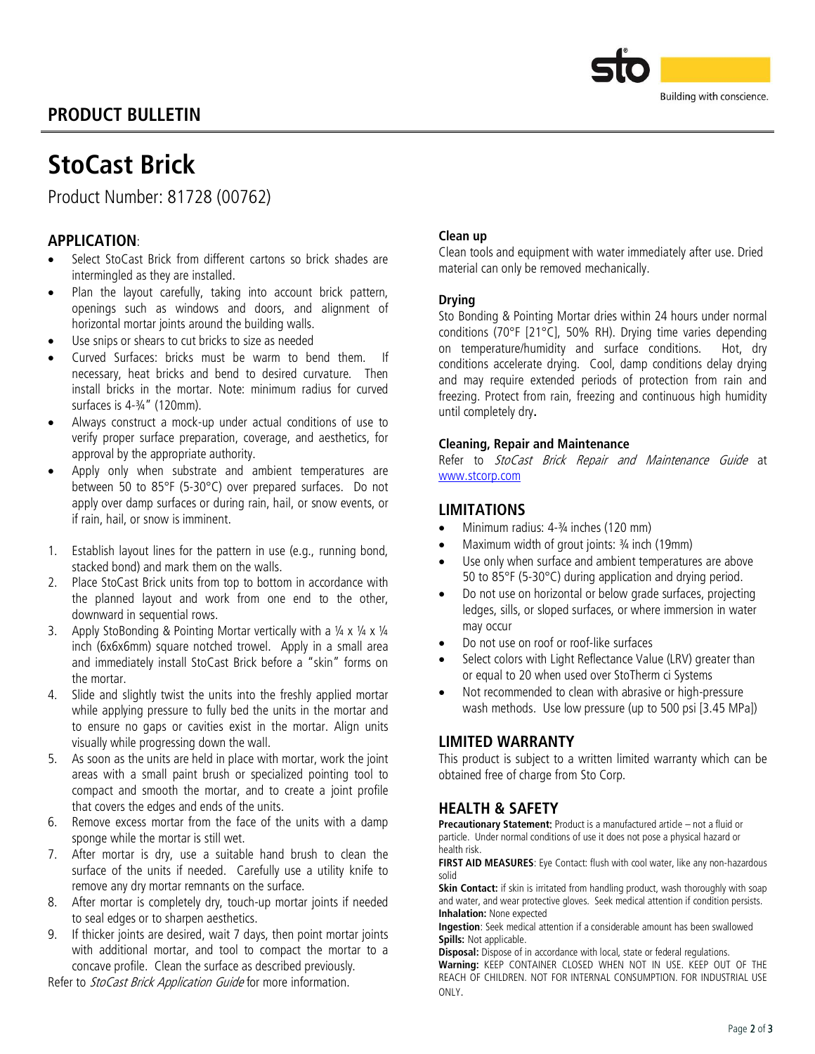## PRODUCT BULLETIN

# StoCast Brick

Product Number: 81728 (00762)

## APPLICATION:

- Select StoCast Brick from different cartons so brick shades are intermingled as they are installed.
- Plan the layout carefully, taking into account brick pattern, openings such as windows and doors, and alignment of horizontal mortar joints around the building walls.
- Use snips or shears to cut bricks to size as needed
- Curved Surfaces: bricks must be warm to bend them. If necessary, heat bricks and bend to desired curvature. Then install bricks in the mortar. Note: minimum radius for curved surfaces is 4-¾" (120mm).
- Always construct a mock-up under actual conditions of use to verify proper surface preparation, coverage, and aesthetics, for approval by the appropriate authority.
- Apply only when substrate and ambient temperatures are between 50 to 85°F (5-30°C) over prepared surfaces. Do not apply over damp surfaces or during rain, hail, or snow events, or if rain, hail, or snow is imminent.

1. Establish layout lines for the pattern in use (e.g., running bond, stacked bond) and mark them on the walls.
2. Place StoCast Brick units from top to bottom in accordance with the planned layout and work from one end to the other, downward in sequential rows.
3. Apply StoBonding & Pointing Mortar vertically with a ¼ x ¼ x ¼ inch (6x6x6mm) square notched trowel. Apply in a small area and immediately install StoCast Brick before a "skin" forms on the mortar.
4. Slide and slightly twist the units into the freshly applied mortar while applying pressure to fully bed the units in the mortar and to ensure no gaps or cavities exist in the mortar. Align units visually while progressing down the wall.
5. As soon as the units are held in place with mortar, work the joint areas with a small paint brush or specialized pointing tool to compact and smooth the mortar, and to create a joint profile that covers the edges and ends of the units.
6. Remove excess mortar from the face of the units with a damp sponge while the mortar is still wet.
7. After mortar is dry, use a suitable hand brush to clean the surface of the units if needed. Carefully use a utility knife to remove any dry mortar remnants on the surface.
8. After mortar is completely dry, touch-up mortar joints if needed to seal edges or to sharpen aesthetics.
9. If thicker joints are desired, wait 7 days, then point mortar joints with additional mortar, and tool to compact the mortar to a concave profile. Clean the surface as described previously.

Refer to *StoCast Brick Application Guide* for more information.

**Clean up**

Clean tools and equipment with water immediately after use. Dried material can only be removed mechanically.

**Drying**

Sto Bonding & Pointing Mortar dries within 24 hours under normal conditions (70°F [21°C], 50% RH). Drying time varies depending on temperature/humidity and surface conditions. Hot, dry conditions accelerate drying. Cool, damp conditions delay drying and may require extended periods of protection from rain and freezing. Protect from rain, freezing and continuous high humidity until completely dry**.**

**Cleaning, Repair and Maintenance**

Refer to *StoCast Brick Repair and Maintenance Guide* at www.stcorp.com

## LIMITATIONS

- Minimum radius: 4-¾ inches (120 mm)
- Maximum width of grout joints: ¾ inch (19mm)
- Use only when surface and ambient temperatures are above 50 to 85°F (5-30°C) during application and drying period.
- Do not use on horizontal or below grade surfaces, projecting ledges, sills, or sloped surfaces, or where immersion in water may occur
- Do not use on roof or roof-like surfaces
- Select colors with Light Reflectance Value (LRV) greater than or equal to 20 when used over StoTherm ci Systems
- Not recommended to clean with abrasive or high-pressure wash methods. Use low pressure (up to 500 psi [3.45 MPa])

## LIMITED WARRANTY

This product is subject to a written limited warranty which can be obtained free of charge from Sto Corp.

## HEALTH & SAFETY

**Precautionary Statement:** Product is a manufactured article – not a fluid or particle. Under normal conditions of use it does not pose a physical hazard or health risk.

**FIRST AID MEASURES**: Eye Contact: flush with cool water, like any non-hazardous solid

**Skin Contact:** if skin is irritated from handling product, wash thoroughly with soap and water, and wear protective gloves. Seek medical attention if condition persists.

**Inhalation:** None expected

**Ingestion**: Seek medical attention if a considerable amount has been swallowed

**Spills:** Not applicable.

**Disposal:** Dispose of in accordance with local, state or federal regulations.

**Warning:** KEEP CONTAINER CLOSED WHEN NOT IN USE. KEEP OUT OF THE REACH OF CHILDREN. NOT FOR INTERNAL CONSUMPTION. FOR INDUSTRIAL USE ONLY.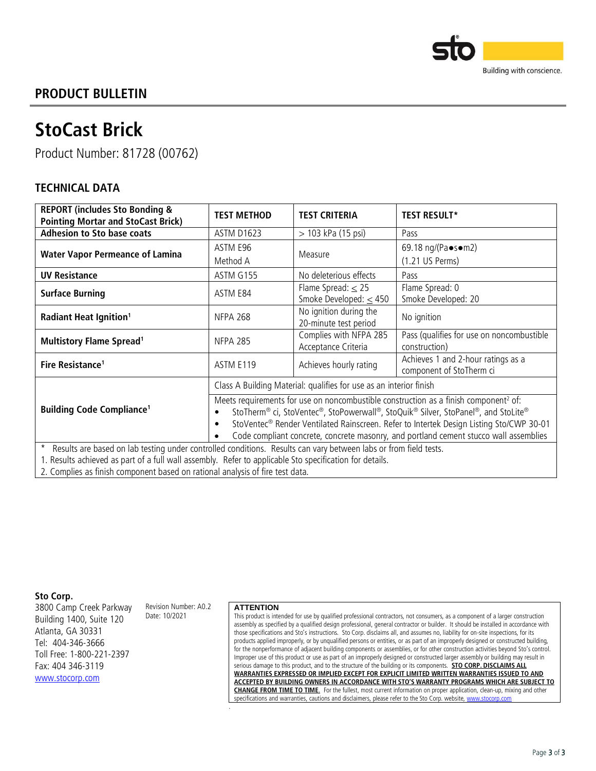## PRODUCT BULLETIN

# StoCast Brick

Product Number: 81728 (00762)

### TECHNICAL DATA

| REPORT (includes Sto Bonding & Pointing Mortar and StoCast Brick) | TEST METHOD | TEST CRITERIA | TEST RESULT* |
|---|---|---|---|
| **Adhesion to Sto base coats** | ASTM D1623 | > 103 kPa (15 psi) | Pass |
| **Water Vapor Permeance of Lamina** | ASTM E96 Method A | Measure | 69.18 ng/(Pa●s●m2) (1.21 US Perms) |
| **UV Resistance** | ASTM G155 | No deleterious effects | Pass |
| **Surface Burning** | ASTM E84 | Flame Spread: ≤ 25<br>Smoke Developed: ≤ 450 | Flame Spread: 0<br>Smoke Developed: 20 |
| **Radiant Heat Ignition[1]** | NFPA 268 | No ignition during the 20-minute test period | No ignition |
| **Multistory Flame Spread[1]** | NFPA 285 | Complies with NFPA 285 Acceptance Criteria | Pass (qualifies for use on noncombustible construction) |
| **Fire Resistance[1]** | ASTM E119 | Achieves hourly rating | Achieves 1 and 2-hour ratings as a component of StoTherm ci |
| **Building Code Compliance[1]** | Class A Building Material: qualifies for use as an interior finish | | |
| | Meets requirements for use on noncombustible construction as a finish component[2] of:<br>• StoTherm® ci, StoVentec®, StoPowerwall®, StoQuik® Silver, StoPanel®, and StoLite®<br>• StoVentec® Render Ventilated Rainscreen. Refer to Intertek Design Listing Sto/CWP 30-01<br>• Code compliant concrete, concrete masonry, and portland cement stucco wall assemblies | | |

\* Results are based on lab testing under controlled conditions. Results can vary between labs or from field tests.

1. Results achieved as part of a full wall assembly. Refer to applicable Sto specification for details.
2. Complies as finish component based on rational analysis of fire test data.

**Sto Corp.**
3800 Camp Creek Parkway
Building 1400, Suite 120
Atlanta, GA 30331
Tel: 404-346-3666
Toll Free: 1-800-221-2397
Fax: 404 346-3119
www.stocorp.com

Revision Number: A0.2
Date: 10/2021

**ATTENTION**

This product is intended for use by qualified professional contractors, not consumers, as a component of a larger construction assembly as specified by a qualified design professional, general contractor or builder. It should be installed in accordance with those specifications and Sto's instructions. Sto Corp. disclaims all, and assumes no, liability for on-site inspections, for its products applied improperly, or by unqualified persons or entities, or as part of an improperly designed or constructed building, for the nonperformance of adjacent building components or assemblies, or for other construction activities beyond Sto's control. Improper use of this product or use as part of an improperly designed or constructed larger assembly or building may result in serious damage to this product, and to the structure of the building or its components. **STO CORP. DISCLAIMS ALL WARRANTIES EXPRESSED OR IMPLIED EXCEPT FOR EXPLICIT LIMITED WRITTEN WARRANTIES ISSUED TO AND ACCEPTED BY BUILDING OWNERS IN ACCORDANCE WITH STO'S WARRANTY PROGRAMS WHICH ARE SUBJECT TO CHANGE FROM TIME TO TIME.** For the fullest, most current information on proper application, clean-up, mixing and other specifications and warranties, cautions and disclaimers, please refer to the Sto Corp. website, www.stocorp.com